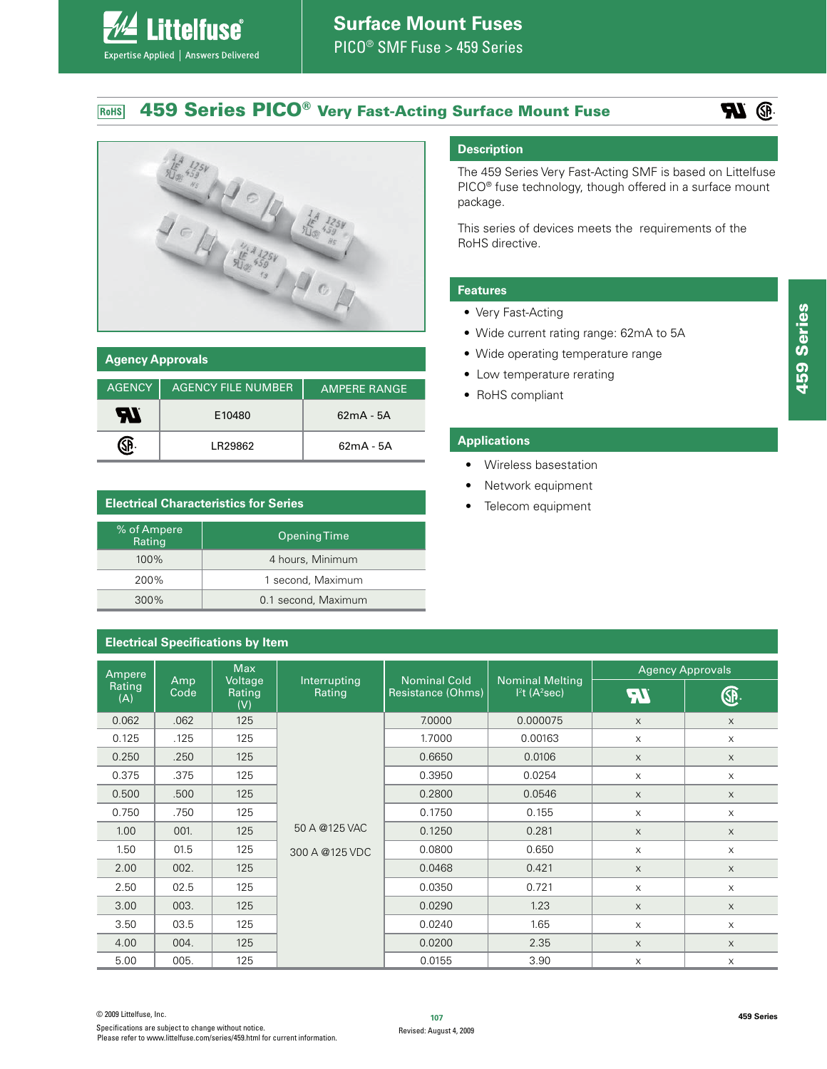# Surface Mount Fuses

PICO® SMF Fuse > 459 Series

## 459 Series PICO® Very Fast-Acting Surface Mount Fuse

### Description

The 459 Series Very Fast-Acting SMF is based on Littelfuse PICO® fuse technology, though offered in a surface mount package.

This series of devices meets the requirements of the RoHS directive.

### Features

- Very Fast-Acting
- Wide current rating range: 62mA to 5A
- Wide operating temperature range
- Low temperature rerating
- RoHS compliant

### Applications

- Wireless basestation
- Network equipment
- Telecom equipment

### Agency Approvals

| AGENCY | AGENCY FILE NUMBER | AMPERE RANGE |
|---|---|---|
| UR | E10480 | 62mA - 5A |
| CSA | LR29862 | 62mA - 5A |

### Electrical Characteristics for Series

| % of Ampere Rating | Opening Time |
|---|---|
| 100% | 4 hours, Minimum |
| 200% | 1 second, Maximum |
| 300% | 0.1 second, Maximum |

### Electrical Specifications by Item

| Ampere Rating (A) | Amp Code | Max Voltage Rating (V) | Interrupting Rating | Nominal Cold Resistance (Ohms) | Nominal Melting $I^2t$ ($A^2sec$) | Agency Approvals | |
|---|---|---|---|---|---|---|---|
| | | | | | | UR | CSA |
| 0.062 | .062 | 125 | 50 A @125 VAC<br>300 A @125 VDC | 7.0000 | 0.000075 | x | x |
| 0.125 | .125 | 125 | | 1.7000 | 0.00163 | x | x |
| 0.250 | .250 | 125 | | 0.6650 | 0.0106 | x | x |
| 0.375 | .375 | 125 | | 0.3950 | 0.0254 | x | x |
| 0.500 | .500 | 125 | | 0.2800 | 0.0546 | x | x |
| 0.750 | .750 | 125 | | 0.1750 | 0.155 | x | x |
| 1.00 | 001. | 125 | | 0.1250 | 0.281 | x | x |
| 1.50 | 01.5 | 125 | | 0.0800 | 0.650 | x | x |
| 2.00 | 002. | 125 | | 0.0468 | 0.421 | x | x |
| 2.50 | 02.5 | 125 | | 0.0350 | 0.721 | x | x |
| 3.00 | 003. | 125 | | 0.0290 | 1.23 | x | x |
| 3.50 | 03.5 | 125 | | 0.0240 | 1.65 | x | x |
| 4.00 | 004. | 125 | | 0.0200 | 2.35 | x | x |
| 5.00 | 005. | 125 | | 0.0155 | 3.90 | x | x |

© 2009 Littelfuse, Inc.

Specifications are subject to change without notice.
Please refer to www.littelfuse.com/series/459.html for current information.

Revised: August 4, 2009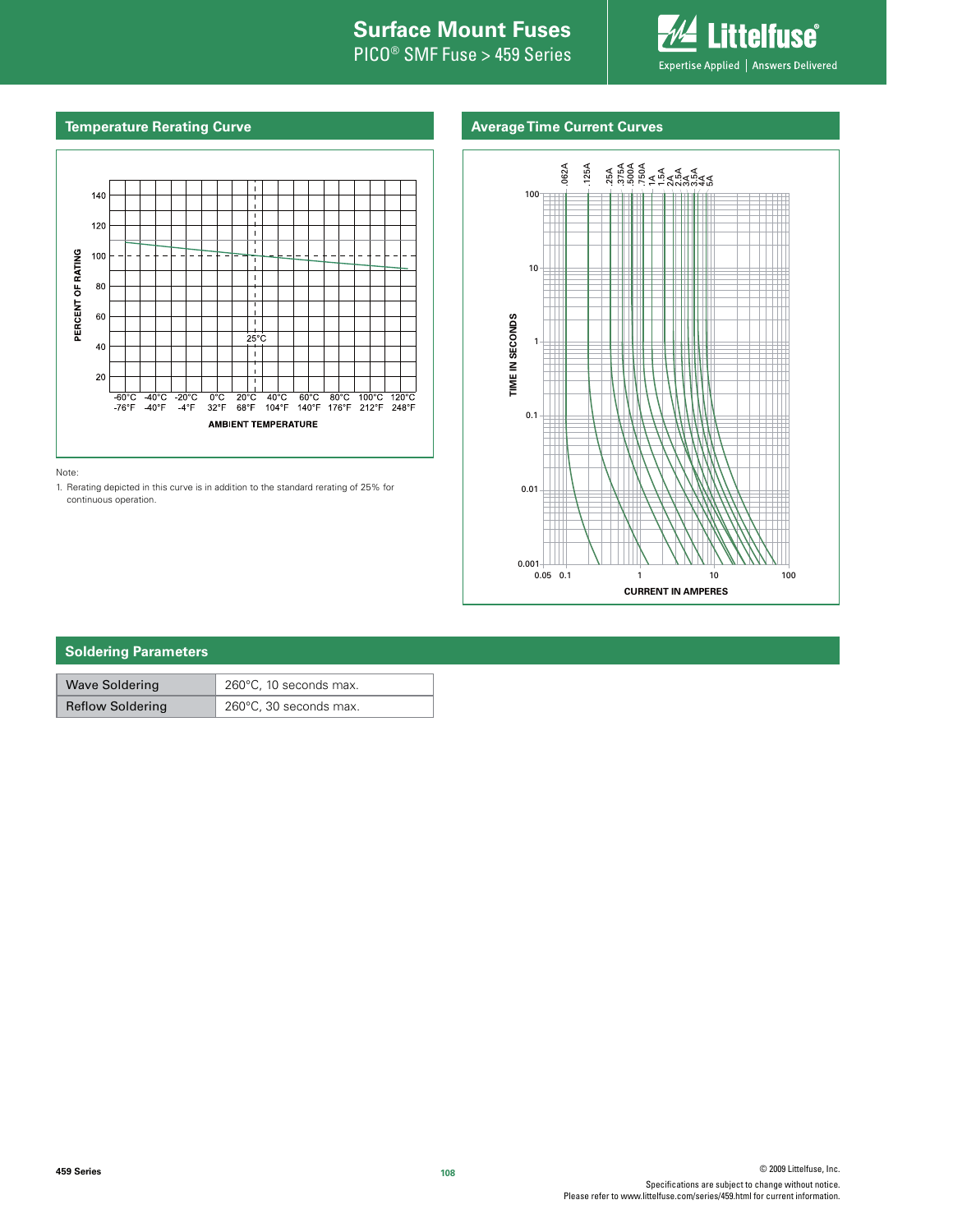## Temperature Rerating Curve

Note:

1. Rerating depicted in this curve is in addition to the standard rerating of 25% for continuous operation.

## Average Time Current Curves

## Soldering Parameters

| Wave Soldering | 260°C, 10 seconds max. |
|---|---|
| Reflow Soldering | 260°C, 30 seconds max. |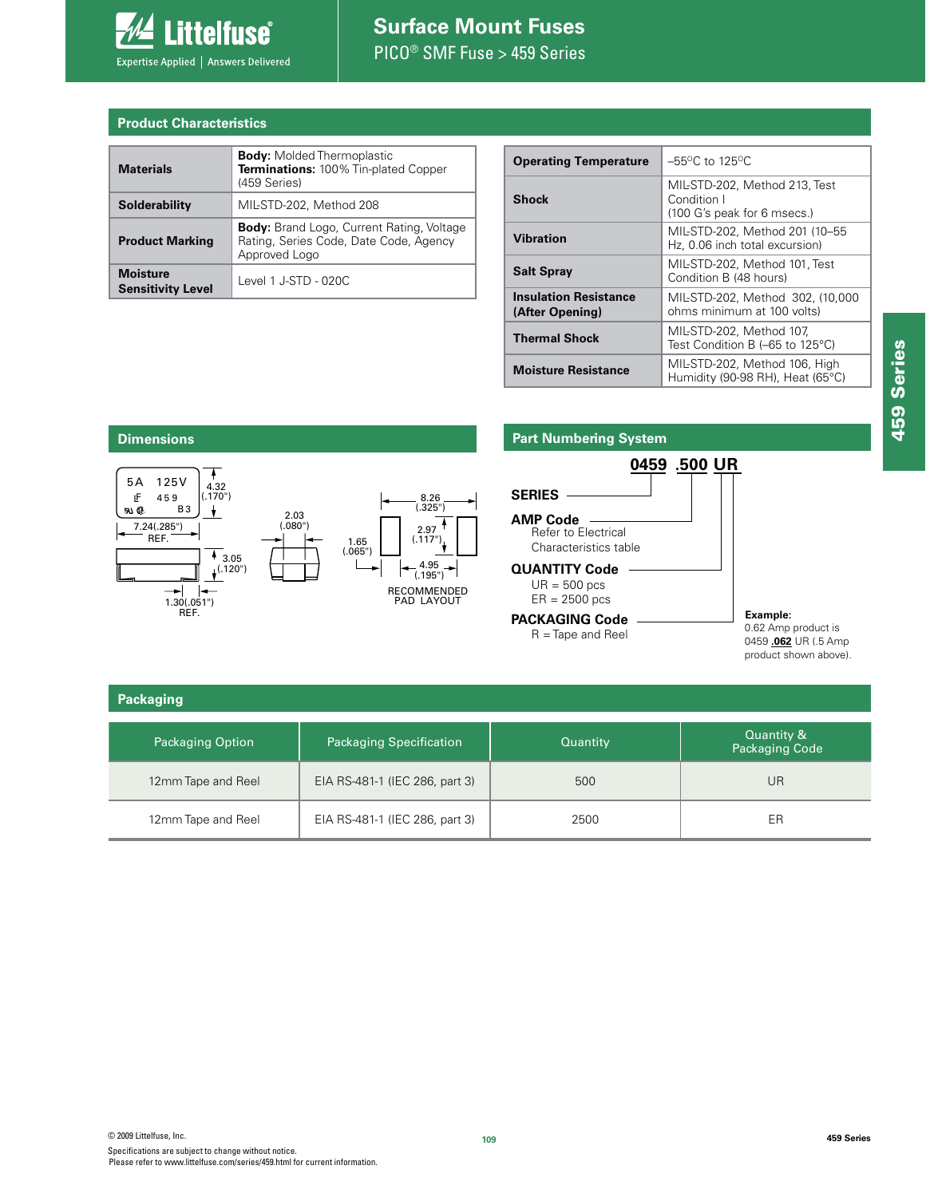# Surface Mount Fuses

PICO® SMF Fuse > 459 Series

## Product Characteristics

| | |
|---|---|
| **Materials** | **Body:** Molded Thermoplastic **Terminations:** 100% Tin-plated Copper (459 Series) |
| **Solderability** | MIL-STD-202, Method 208 |
| **Product Marking** | **Body:** Brand Logo, Current Rating, Voltage Rating, Series Code, Date Code, Agency Approved Logo |
| **Moisture Sensitivity Level** | Level 1 J-STD - 020C |

| | |
|---|---|
| **Operating Temperature** | –55°C to 125°C |
| **Shock** | MIL-STD-202, Method 213, Test Condition I (100 G's peak for 6 msecs.) |
| **Vibration** | MIL-STD-202, Method 201 (10–55 Hz, 0.06 inch total excursion) |
| **Salt Spray** | MIL-STD-202, Method 101, Test Condition B (48 hours) |
| **Insulation Resistance (After Opening)** | MIL-STD-202, Method 302, (10,000 ohms minimum at 100 volts) |
| **Thermal Shock** | MIL-STD-202, Method 107, Test Condition B (–65 to 125°C) |
| **Moisture Resistance** | MIL-STD-202, Method 106, High Humidity (90-98 RH), Heat (65°C) |

## Dimensions

5A 125V
459
B3

4.32 (.170")
7.24(.285") REF.
3.05 (.120")
1.30(.051") REF.
2.03 (.080")
1.65 (.065")
8.26 (.325")
2.97 (.117")
4.95 (.195")
RECOMMENDED PAD LAYOUT

## Part Numbering System

**0459 .500 UR**

**SERIES**

**AMP Code**
Refer to Electrical Characteristics table

**QUANTITY Code**
UR = 500 pcs
ER = 2500 pcs

**PACKAGING Code**
R = Tape and Reel

**Example:**
0.62 Amp product is 0459 **.062** UR (.5 Amp product shown above).

## Packaging

| Packaging Option | Packaging Specification | Quantity | Quantity & Packaging Code |
|---|---|---|---|
| 12mm Tape and Reel | EIA RS-481-1 (IEC 286, part 3) | 500 | UR |
| 12mm Tape and Reel | EIA RS-481-1 (IEC 286, part 3) | 2500 | ER |

© 2009 Littelfuse, Inc.

Specifications are subject to change without notice.
Please refer to www.littelfuse.com/series/459.html for current information.